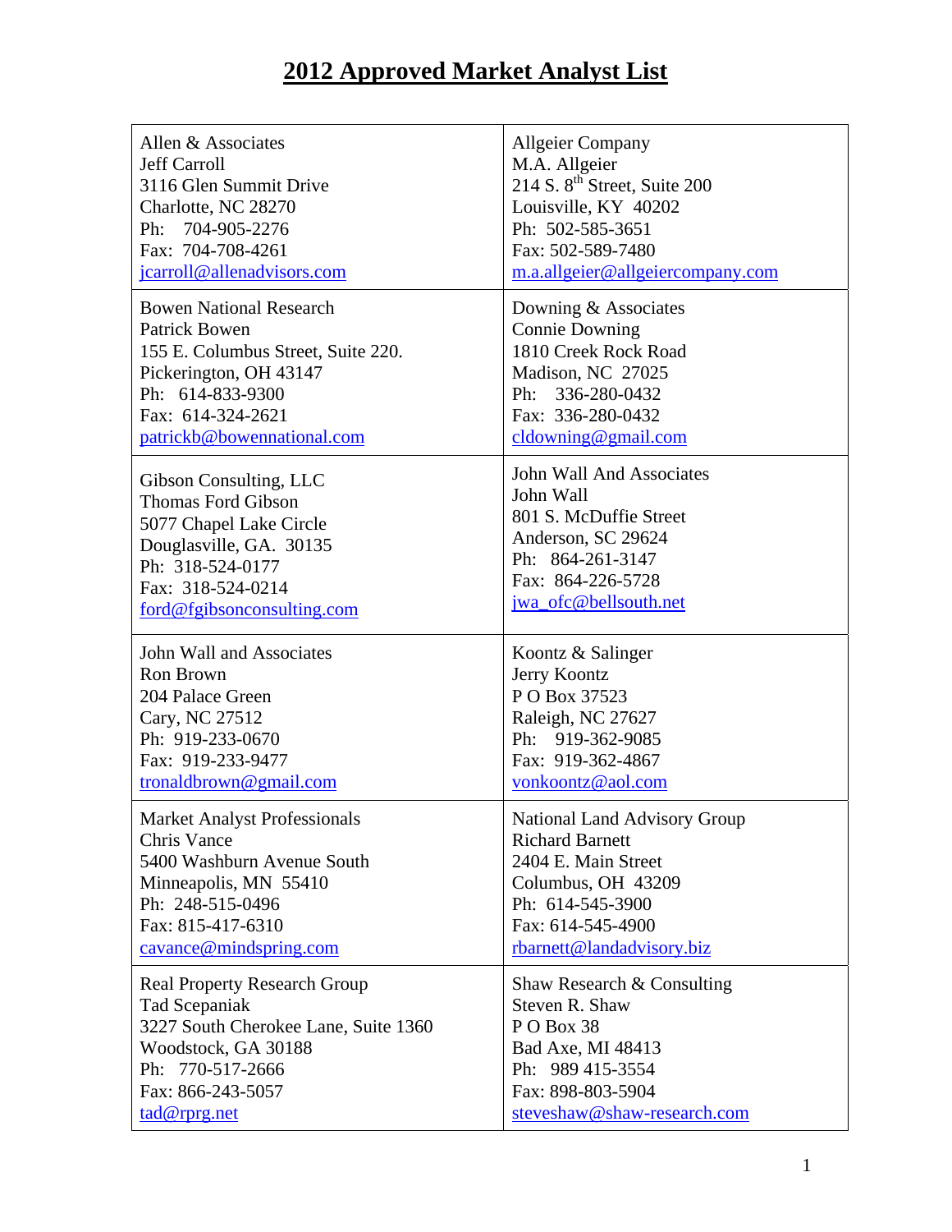# 2012 Approved Market Analyst List

| | |
|---|---|
| Allen & Associates<br>Jeff Carroll<br>3116 Glen Summit Drive<br>Charlotte, NC 28270<br>Ph: 704-905-2276<br>Fax: 704-708-4261<br>jcarroll@allenadvisors.com | Allgeier Company<br>M.A. Allgeier<br>214 S. 8th Street, Suite 200<br>Louisville, KY 40202<br>Ph: 502-585-3651<br>Fax: 502-589-7480<br>m.a.allgeier@allgeiercompany.com |
| Bowen National Research<br>Patrick Bowen<br>155 E. Columbus Street, Suite 220.<br>Pickerington, OH 43147<br>Ph: 614-833-9300<br>Fax: 614-324-2621<br>patrickb@bowennational.com | Downing & Associates<br>Connie Downing<br>1810 Creek Rock Road<br>Madison, NC 27025<br>Ph: 336-280-0432<br>Fax: 336-280-0432<br>cldowning@gmail.com |
| Gibson Consulting, LLC<br>Thomas Ford Gibson<br>5077 Chapel Lake Circle<br>Douglasville, GA. 30135<br>Ph: 318-524-0177<br>Fax: 318-524-0214<br>ford@fgibsonconsulting.com | John Wall And Associates<br>John Wall<br>801 S. McDuffie Street<br>Anderson, SC 29624<br>Ph: 864-261-3147<br>Fax: 864-226-5728<br>jwa_ofc@bellsouth.net |
| John Wall and Associates<br>Ron Brown<br>204 Palace Green<br>Cary, NC 27512<br>Ph: 919-233-0670<br>Fax: 919-233-9477<br>tronaldbrown@gmail.com | Koontz & Salinger<br>Jerry Koontz<br>P O Box 37523<br>Raleigh, NC 27627<br>Ph: 919-362-9085<br>Fax: 919-362-4867<br>vonkoontz@aol.com |
| Market Analyst Professionals<br>Chris Vance<br>5400 Washburn Avenue South<br>Minneapolis, MN 55410<br>Ph: 248-515-0496<br>Fax: 815-417-6310<br>cavance@mindspring.com | National Land Advisory Group<br>Richard Barnett<br>2404 E. Main Street<br>Columbus, OH 43209<br>Ph: 614-545-3900<br>Fax: 614-545-4900<br>rbarnett@landadvisory.biz |
| Real Property Research Group<br>Tad Scepaniak<br>3227 South Cherokee Lane, Suite 1360<br>Woodstock, GA 30188<br>Ph: 770-517-2666<br>Fax: 866-243-5057<br>tad@rprg.net | Shaw Research & Consulting<br>Steven R. Shaw<br>P O Box 38<br>Bad Axe, MI 48413<br>Ph: 989 415-3554<br>Fax: 898-803-5904<br>steveshaw@shaw-research.com |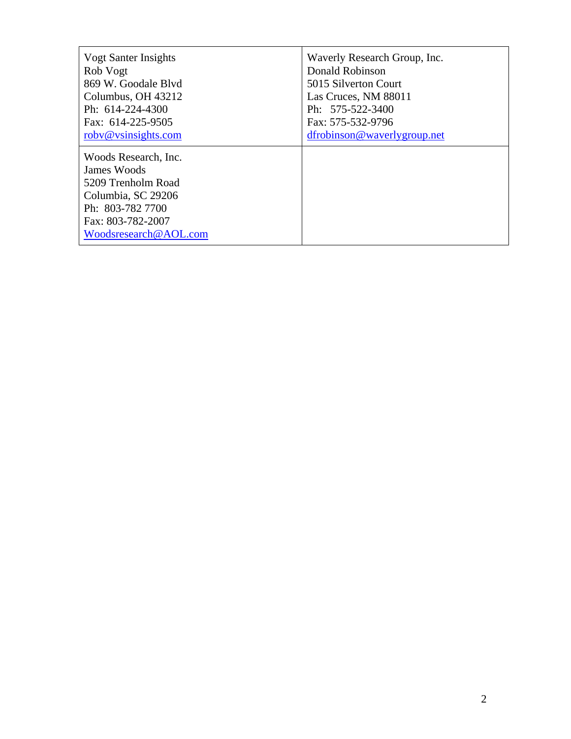| | |
|---|---|
| Vogt Santer Insights<br>Rob Vogt<br>869 W. Goodale Blvd<br>Columbus, OH 43212<br>Ph: 614-224-4300<br>Fax: 614-225-9505<br>robv@vsinsights.com | Waverly Research Group, Inc.<br>Donald Robinson<br>5015 Silverton Court<br>Las Cruces, NM 88011<br>Ph: 575-522-3400<br>Fax: 575-532-9796<br>dfrobinson@waverlygroup.net |
| Woods Research, Inc.<br>James Woods<br>5209 Trenholm Road<br>Columbia, SC 29206<br>Ph: 803-782 7700<br>Fax: 803-782-2007<br>Woodsresearch@AOL.com | |